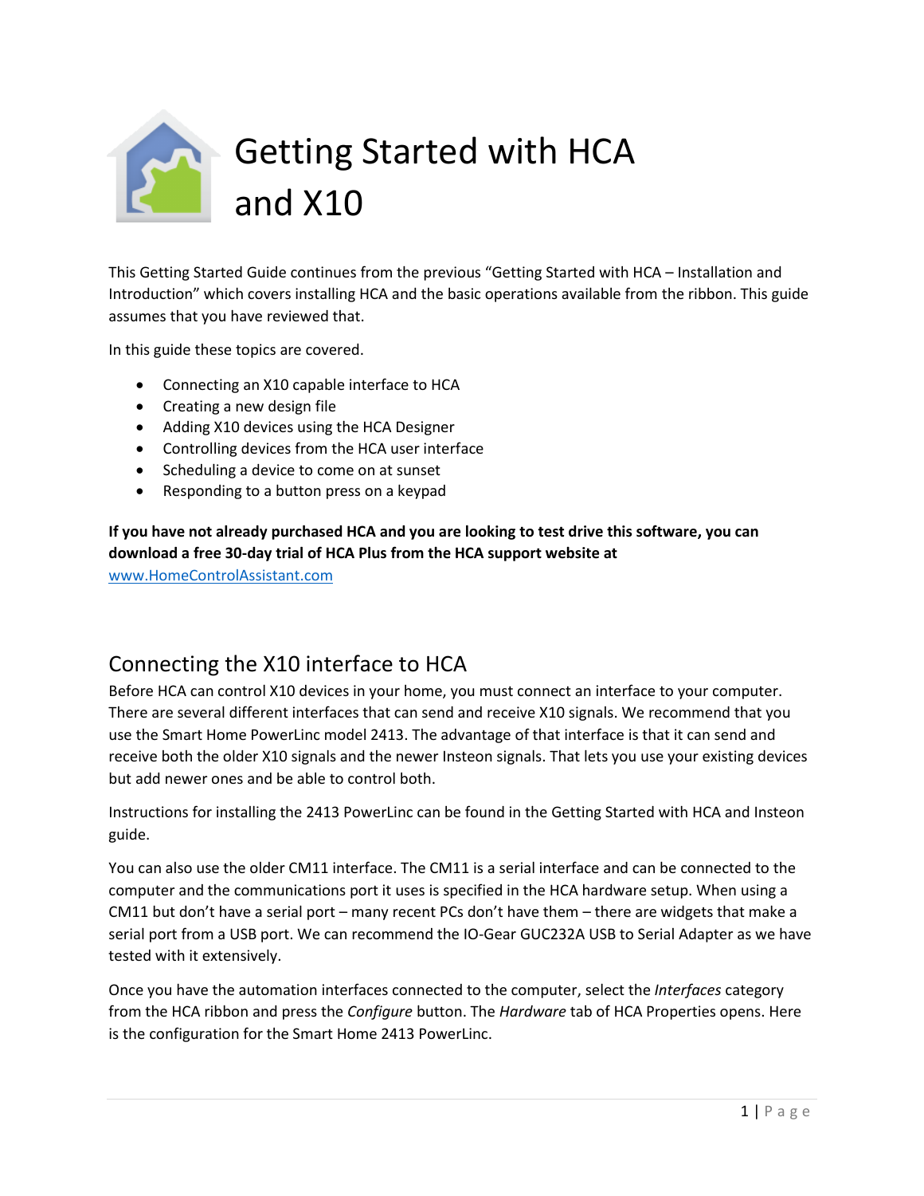# Getting Started with HCA and X10

This Getting Started Guide continues from the previous "Getting Started with HCA – Installation and Introduction" which covers installing HCA and the basic operations available from the ribbon. This guide assumes that you have reviewed that.

In this guide these topics are covered.

- Connecting an X10 capable interface to HCA
- Creating a new design file
- Adding X10 devices using the HCA Designer
- Controlling devices from the HCA user interface
- Scheduling a device to come on at sunset
- Responding to a button press on a keypad

**If you have not already purchased HCA and you are looking to test drive this software, you can download a free 30-day trial of HCA Plus from the HCA support website at** www.HomeControlAssistant.com

## Connecting the X10 interface to HCA

Before HCA can control X10 devices in your home, you must connect an interface to your computer. There are several different interfaces that can send and receive X10 signals. We recommend that you use the Smart Home PowerLinc model 2413. The advantage of that interface is that it can send and receive both the older X10 signals and the newer Insteon signals. That lets you use your existing devices but add newer ones and be able to control both.

Instructions for installing the 2413 PowerLinc can be found in the Getting Started with HCA and Insteon guide.

You can also use the older CM11 interface. The CM11 is a serial interface and can be connected to the computer and the communications port it uses is specified in the HCA hardware setup. When using a CM11 but don't have a serial port – many recent PCs don't have them – there are widgets that make a serial port from a USB port. We can recommend the IO-Gear GUC232A USB to Serial Adapter as we have tested with it extensively.

Once you have the automation interfaces connected to the computer, select the *Interfaces* category from the HCA ribbon and press the *Configure* button. The *Hardware* tab of HCA Properties opens. Here is the configuration for the Smart Home 2413 PowerLinc.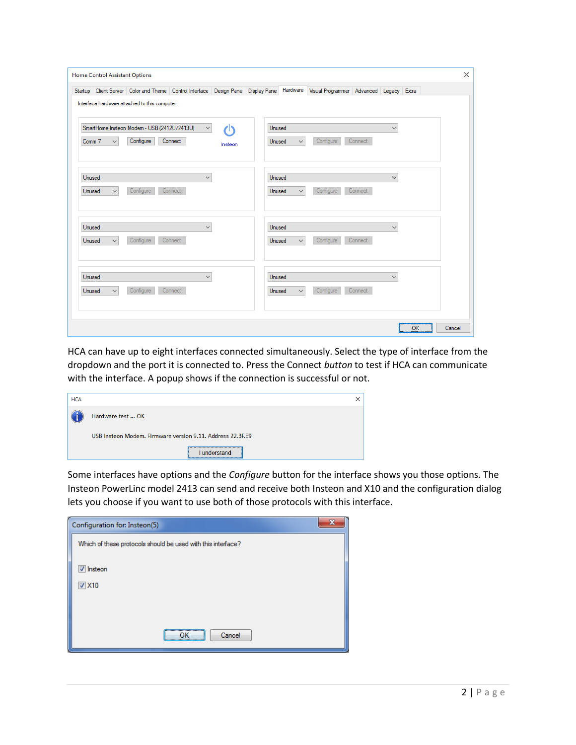HCA can have up to eight interfaces connected simultaneously. Select the type of interface from the dropdown and the port it is connected to. Press the Connect *button* to test if HCA can communicate with the interface. A popup shows if the connection is successful or not.

Some interfaces have options and the *Configure* button for the interface shows you those options. The Insteon PowerLinc model 2413 can send and receive both Insteon and X10 and the configuration dialog lets you choose if you want to use both of those protocols with this interface.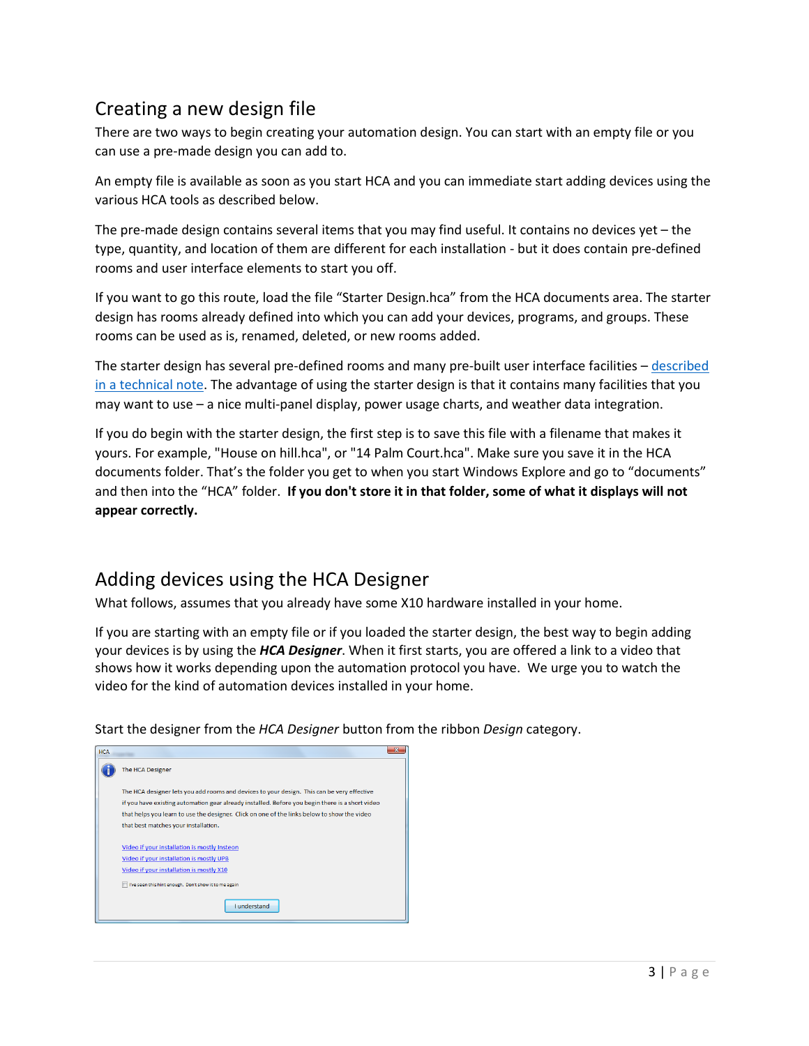## Creating a new design file

There are two ways to begin creating your automation design. You can start with an empty file or you can use a pre-made design you can add to.

An empty file is available as soon as you start HCA and you can immediate start adding devices using the various HCA tools as described below.

The pre-made design contains several items that you may find useful. It contains no devices yet – the type, quantity, and location of them are different for each installation - but it does contain pre-defined rooms and user interface elements to start you off.

If you want to go this route, load the file "Starter Design.hca" from the HCA documents area. The starter design has rooms already defined into which you can add your devices, programs, and groups. These rooms can be used as is, renamed, deleted, or new rooms added.

The starter design has several pre-defined rooms and many pre-built user interface facilities – described in a technical note. The advantage of using the starter design is that it contains many facilities that you may want to use – a nice multi-panel display, power usage charts, and weather data integration.

If you do begin with the starter design, the first step is to save this file with a filename that makes it yours. For example, "House on hill.hca", or "14 Palm Court.hca". Make sure you save it in the HCA documents folder. That's the folder you get to when you start Windows Explore and go to "documents" and then into the "HCA" folder. **If you don't store it in that folder, some of what it displays will not appear correctly.**

## Adding devices using the HCA Designer

What follows, assumes that you already have some X10 hardware installed in your home.

If you are starting with an empty file or if you loaded the starter design, the best way to begin adding your devices is by using the ***HCA Designer***. When it first starts, you are offered a link to a video that shows how it works depending upon the automation protocol you have. We urge you to watch the video for the kind of automation devices installed in your home.

Start the designer from the *HCA Designer* button from the ribbon *Design* category.

HCA

The HCA Designer

The HCA designer lets you add rooms and devices to your design. This can be very effective if you have existing automation gear already installed. Before you begin there is a short video that helps you learn to use the designer. Click on one of the links below to show the video that best matches your installation.

Video if your installation is mostly Insteon
Video if your installation is mostly UPB
Video if your installation is mostly X10

I've seen this hint enough. Don't show it to me again

I understand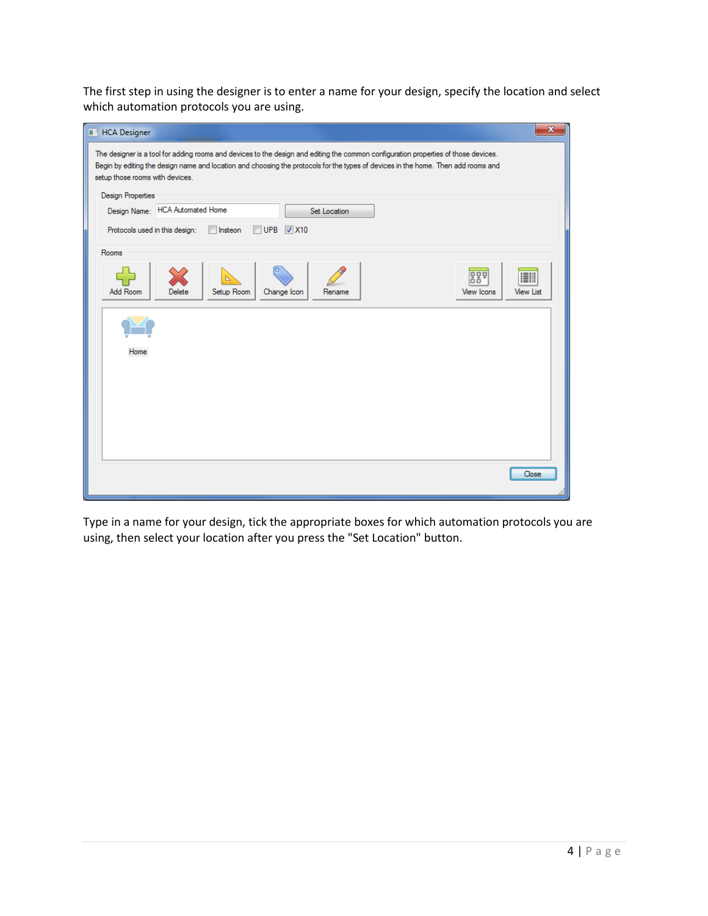The first step in using the designer is to enter a name for your design, specify the location and select which automation protocols you are using.

Type in a name for your design, tick the appropriate boxes for which automation protocols you are using, then select your location after you press the "Set Location" button.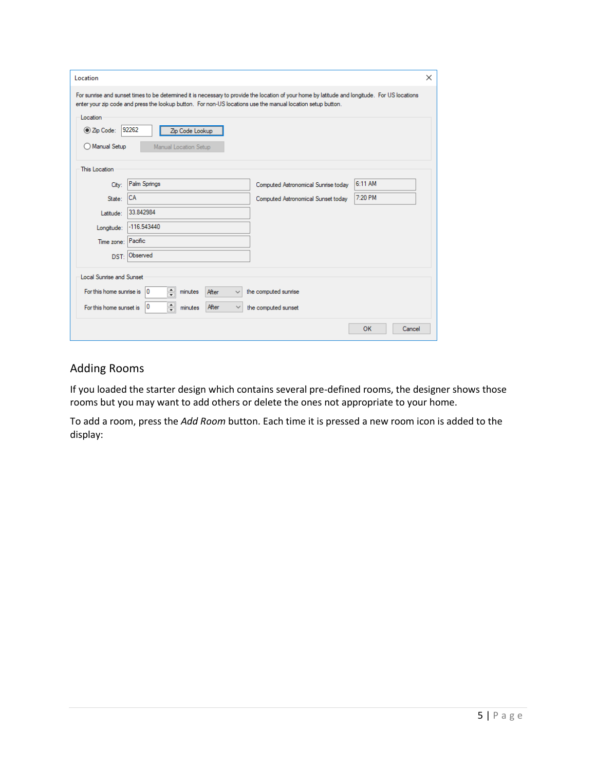Location

For sunrise and sunset times to be determined it is necessary to provide the location of your home by latitude and longitude. For US locations enter your zip code and press the lookup button. For non-US locations use the manual location setup button.

Location

- (•) Zip Code: 92262 [Zip Code Lookup]
- ( ) Manual Setup [Manual Location Setup]

This Location

| | |
|---|---|
| City: | Palm Springs |
| State: | CA |
| Latitude: | 33.842984 |
| Longitude: | -116.543440 |
| Time zone: | Pacific |
| DST: | Observed |

| | |
|---|---|
| Computed Astronomical Sunrise today | 6:11 AM |
| Computed Astronomical Sunset today | 7:20 PM |

Local Sunrise and Sunset

For this home sunrise is 0 minutes After the computed sunrise

For this home sunset is 0 minutes After the computed sunset

[OK] [Cancel]

## Adding Rooms

If you loaded the starter design which contains several pre-defined rooms, the designer shows those rooms but you may want to add others or delete the ones not appropriate to your home.

To add a room, press the *Add Room* button. Each time it is pressed a new room icon is added to the display: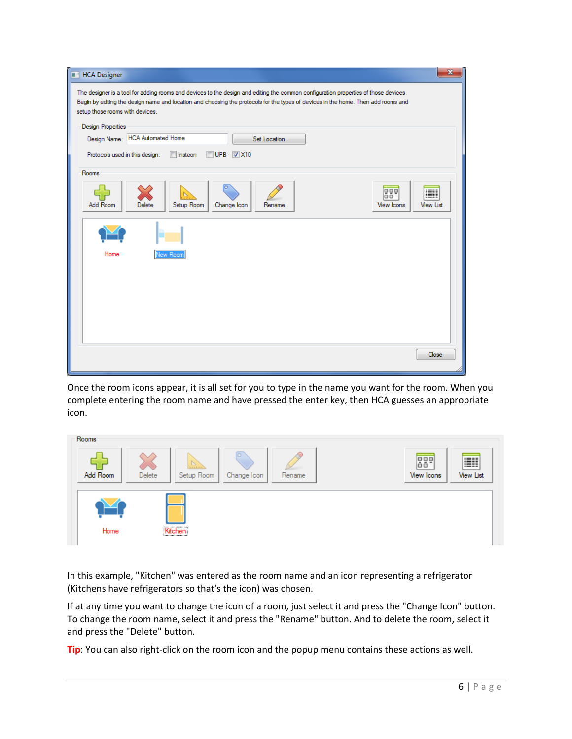Once the room icons appear, it is all set for you to type in the name you want for the room. When you complete entering the room name and have pressed the enter key, then HCA guesses an appropriate icon.

In this example, "Kitchen" was entered as the room name and an icon representing a refrigerator (Kitchens have refrigerators so that's the icon) was chosen.

If at any time you want to change the icon of a room, just select it and press the "Change Icon" button. To change the room name, select it and press the "Rename" button. And to delete the room, select it and press the "Delete" button.

**Tip**: You can also right-click on the room icon and the popup menu contains these actions as well.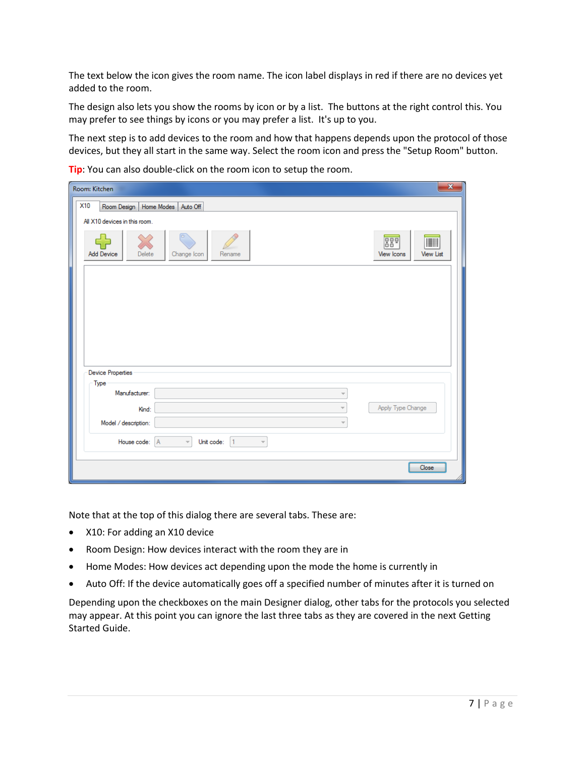The text below the icon gives the room name. The icon label displays in red if there are no devices yet added to the room.

The design also lets you show the rooms by icon or by a list. The buttons at the right control this. You may prefer to see things by icons or you may prefer a list. It's up to you.

The next step is to add devices to the room and how that happens depends upon the protocol of those devices, but they all start in the same way. Select the room icon and press the "Setup Room" button.

**Tip**: You can also double-click on the room icon to setup the room.

Note that at the top of this dialog there are several tabs. These are:

- X10: For adding an X10 device
- Room Design: How devices interact with the room they are in
- Home Modes: How devices act depending upon the mode the home is currently in
- Auto Off: If the device automatically goes off a specified number of minutes after it is turned on

Depending upon the checkboxes on the main Designer dialog, other tabs for the protocols you selected may appear. At this point you can ignore the last three tabs as they are covered in the next Getting Started Guide.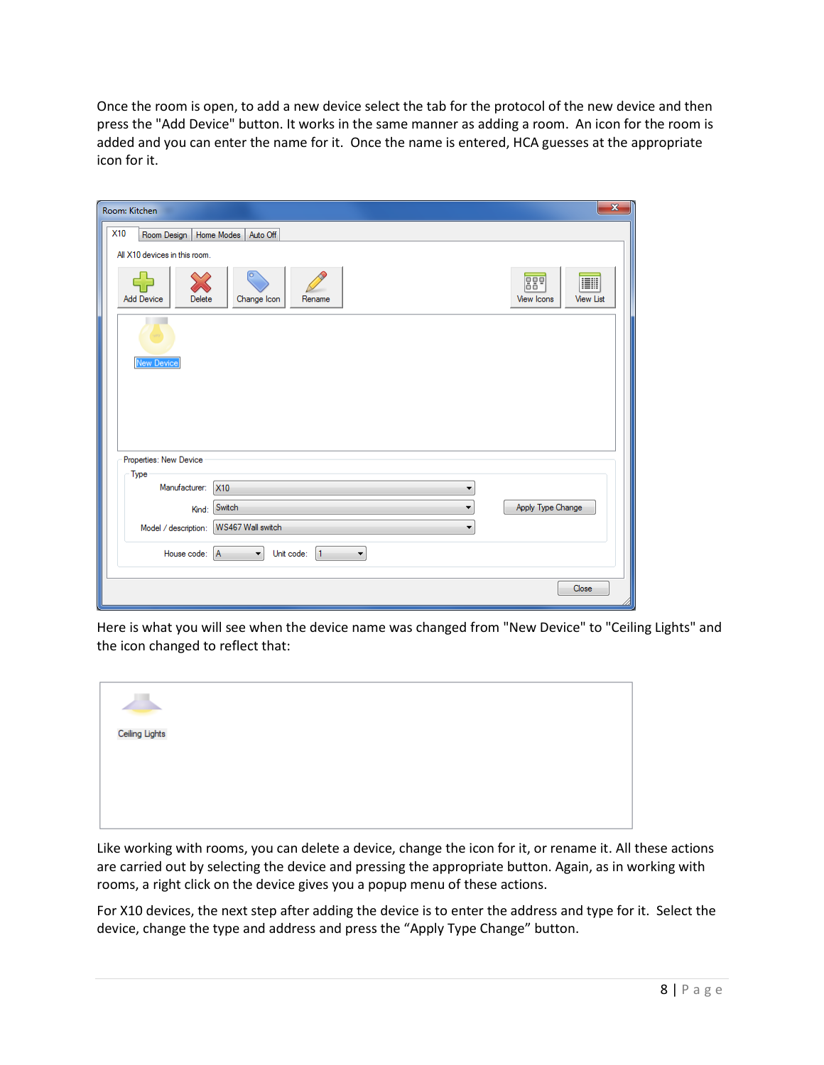Once the room is open, to add a new device select the tab for the protocol of the new device and then press the "Add Device" button. It works in the same manner as adding a room. An icon for the room is added and you can enter the name for it. Once the name is entered, HCA guesses at the appropriate icon for it.

Here is what you will see when the device name was changed from "New Device" to "Ceiling Lights" and the icon changed to reflect that:

Like working with rooms, you can delete a device, change the icon for it, or rename it. All these actions are carried out by selecting the device and pressing the appropriate button. Again, as in working with rooms, a right click on the device gives you a popup menu of these actions.

For X10 devices, the next step after adding the device is to enter the address and type for it. Select the device, change the type and address and press the "Apply Type Change" button.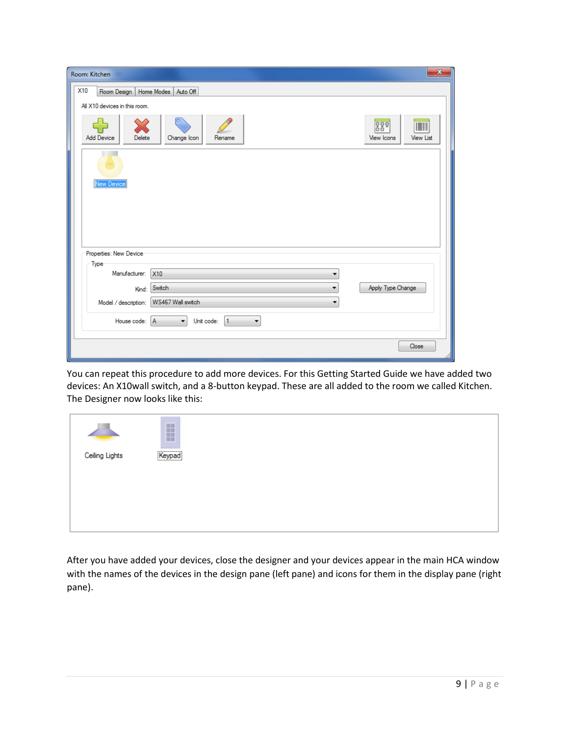You can repeat this procedure to add more devices. For this Getting Started Guide we have added two devices: An X10wall switch, and a 8-button keypad. These are all added to the room we called Kitchen. The Designer now looks like this:

After you have added your devices, close the designer and your devices appear in the main HCA window with the names of the devices in the design pane (left pane) and icons for them in the display pane (right pane).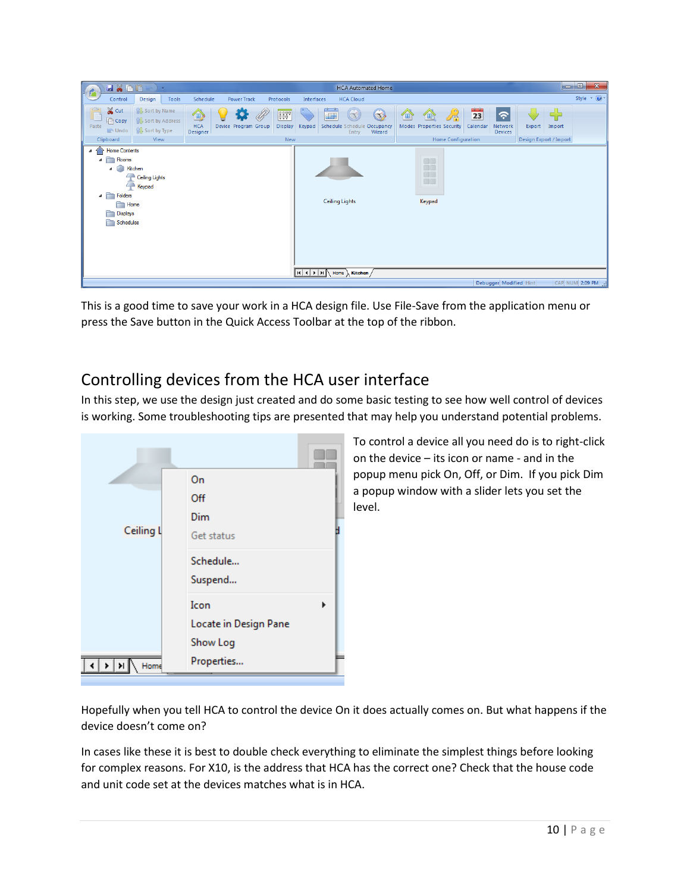This is a good time to save your work in a HCA design file. Use File-Save from the application menu or press the Save button in the Quick Access Toolbar at the top of the ribbon.

## Controlling devices from the HCA user interface

In this step, we use the design just created and do some basic testing to see how well control of devices is working. Some troubleshooting tips are presented that may help you understand potential problems.

To control a device all you need do is to right-click on the device – its icon or name - and in the popup menu pick On, Off, or Dim. If you pick Dim a popup window with a slider lets you set the level.

Hopefully when you tell HCA to control the device On it does actually comes on. But what happens if the device doesn't come on?

In cases like these it is best to double check everything to eliminate the simplest things before looking for complex reasons. For X10, is the address that HCA has the correct one? Check that the house code and unit code set at the devices matches what is in HCA.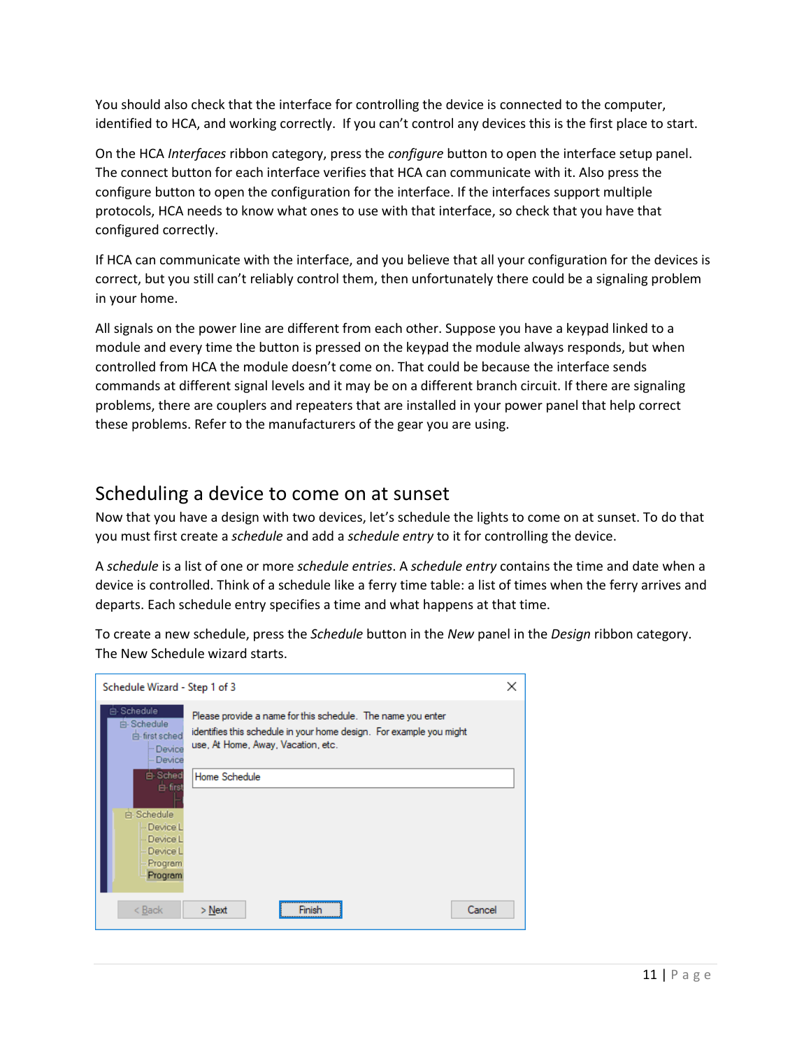You should also check that the interface for controlling the device is connected to the computer, identified to HCA, and working correctly. If you can't control any devices this is the first place to start.

On the HCA *Interfaces* ribbon category, press the *configure* button to open the interface setup panel. The connect button for each interface verifies that HCA can communicate with it. Also press the configure button to open the configuration for the interface. If the interfaces support multiple protocols, HCA needs to know what ones to use with that interface, so check that you have that configured correctly.

If HCA can communicate with the interface, and you believe that all your configuration for the devices is correct, but you still can't reliably control them, then unfortunately there could be a signaling problem in your home.

All signals on the power line are different from each other. Suppose you have a keypad linked to a module and every time the button is pressed on the keypad the module always responds, but when controlled from HCA the module doesn't come on. That could be because the interface sends commands at different signal levels and it may be on a different branch circuit. If there are signaling problems, there are couplers and repeaters that are installed in your power panel that help correct these problems. Refer to the manufacturers of the gear you are using.

## Scheduling a device to come on at sunset

Now that you have a design with two devices, let's schedule the lights to come on at sunset. To do that you must first create a *schedule* and add a *schedule entry* to it for controlling the device.

A *schedule* is a list of one or more *schedule entries*. A *schedule entry* contains the time and date when a device is controlled. Think of a schedule like a ferry time table: a list of times when the ferry arrives and departs. Each schedule entry specifies a time and what happens at that time.

To create a new schedule, press the *Schedule* button in the *New* panel in the *Design* ribbon category. The New Schedule wizard starts.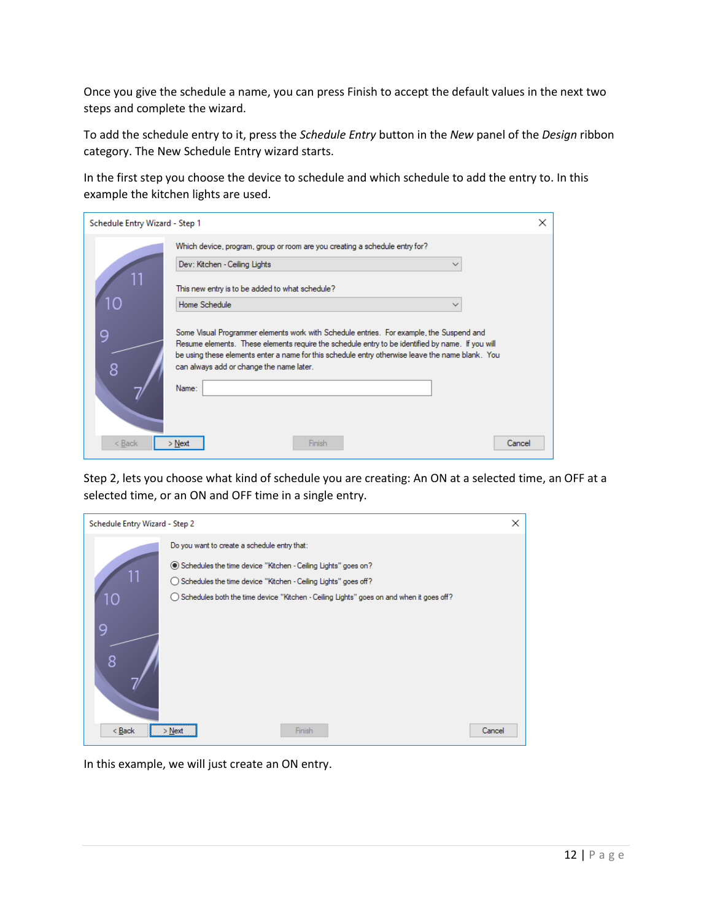Once you give the schedule a name, you can press Finish to accept the default values in the next two steps and complete the wizard.

To add the schedule entry to it, press the *Schedule Entry* button in the *New* panel of the *Design* ribbon category. The New Schedule Entry wizard starts.

In the first step you choose the device to schedule and which schedule to add the entry to. In this example the kitchen lights are used.

Step 2, lets you choose what kind of schedule you are creating: An ON at a selected time, an OFF at a selected time, or an ON and OFF time in a single entry.

In this example, we will just create an ON entry.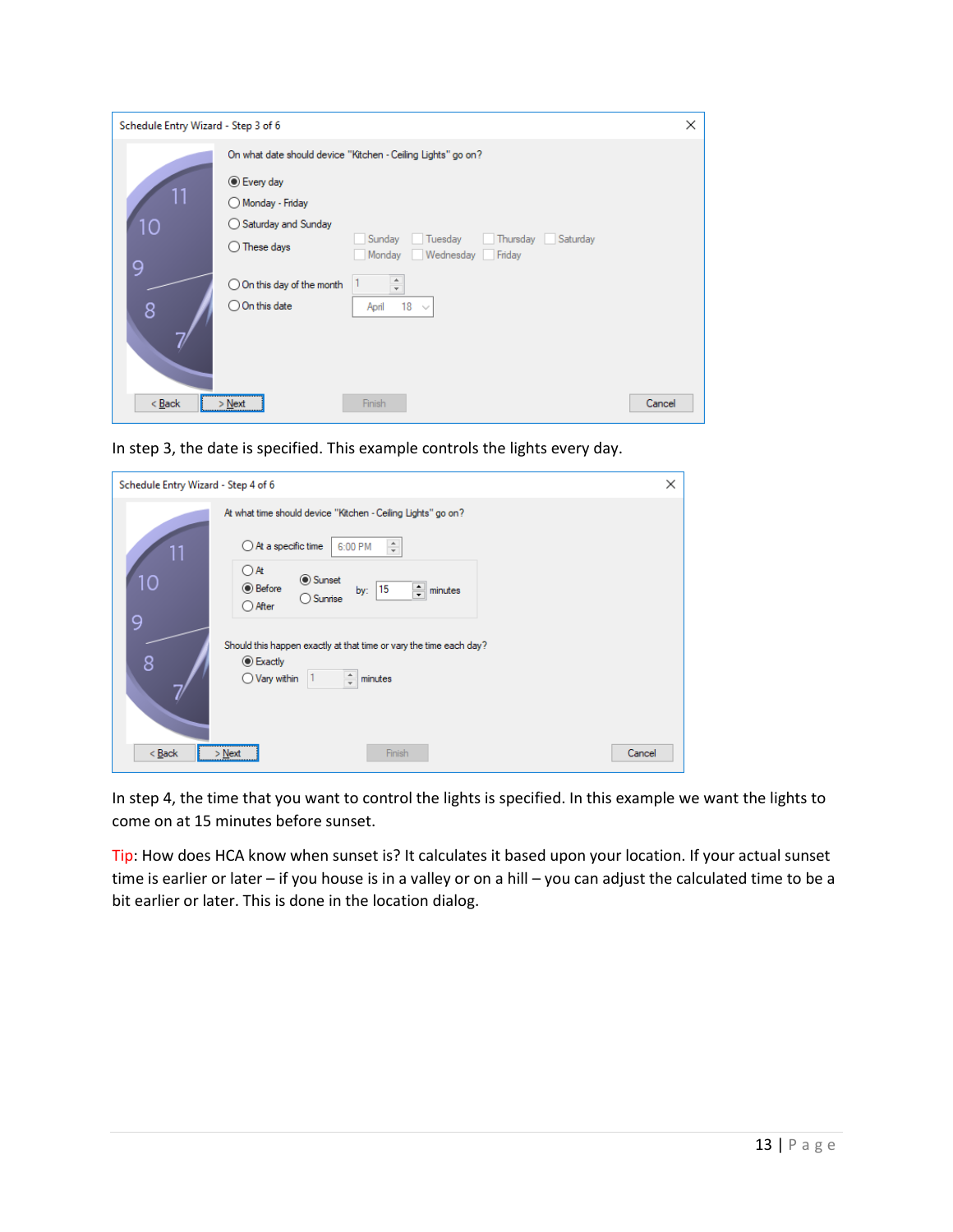In step 3, the date is specified. This example controls the lights every day.

In step 4, the time that you want to control the lights is specified. In this example we want the lights to come on at 15 minutes before sunset.

Tip: How does HCA know when sunset is? It calculates it based upon your location. If your actual sunset time is earlier or later – if you house is in a valley or on a hill – you can adjust the calculated time to be a bit earlier or later. This is done in the location dialog.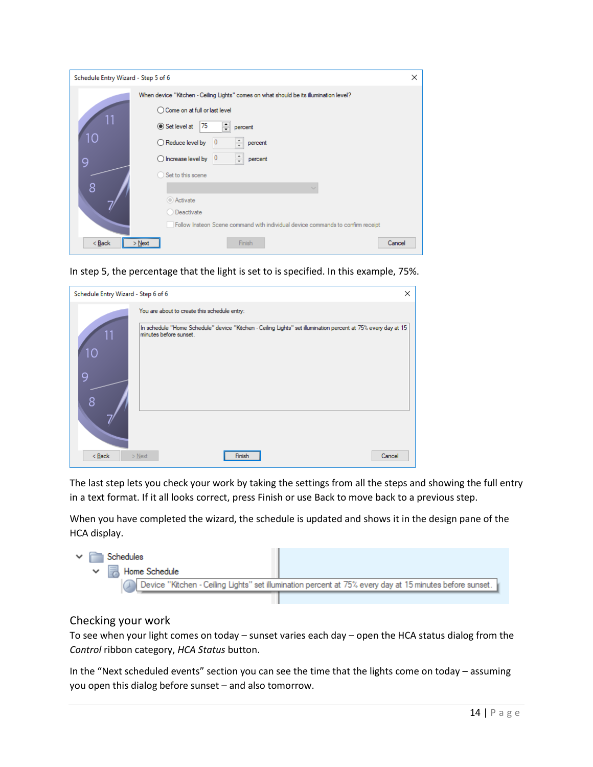In step 5, the percentage that the light is set to is specified. In this example, 75%.

The last step lets you check your work by taking the settings from all the steps and showing the full entry in a text format. If it all looks correct, press Finish or use Back to move back to a previous step.

When you have completed the wizard, the schedule is updated and shows it in the design pane of the HCA display.

## Checking your work

To see when your light comes on today – sunset varies each day – open the HCA status dialog from the *Control* ribbon category, *HCA Status* button.

In the "Next scheduled events" section you can see the time that the lights come on today – assuming you open this dialog before sunset – and also tomorrow.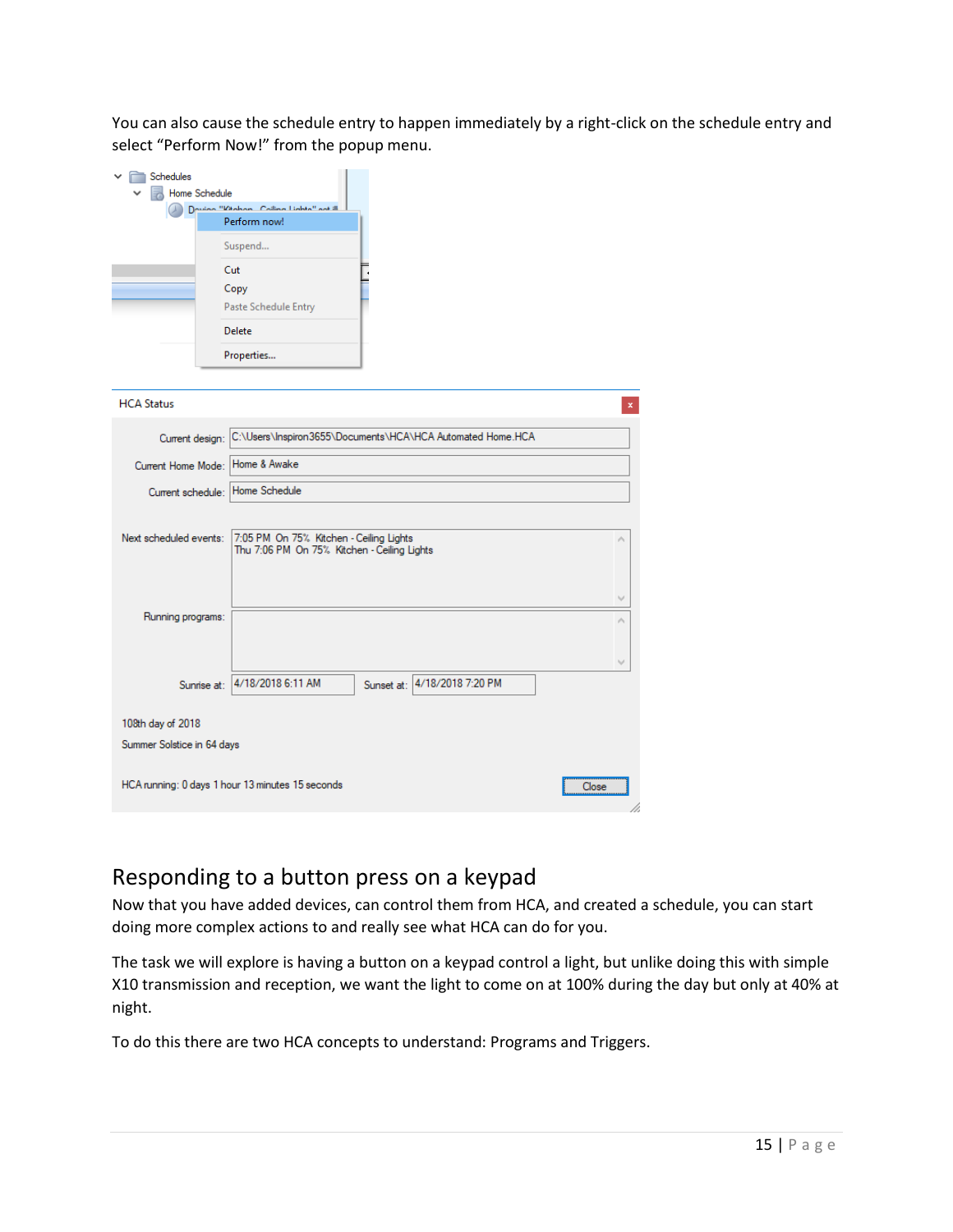You can also cause the schedule entry to happen immediately by a right-click on the schedule entry and select “Perform Now!” from the popup menu.

## Responding to a button press on a keypad

Now that you have added devices, can control them from HCA, and created a schedule, you can start doing more complex actions to and really see what HCA can do for you.

The task we will explore is having a button on a keypad control a light, but unlike doing this with simple X10 transmission and reception, we want the light to come on at 100% during the day but only at 40% at night.

To do this there are two HCA concepts to understand: Programs and Triggers.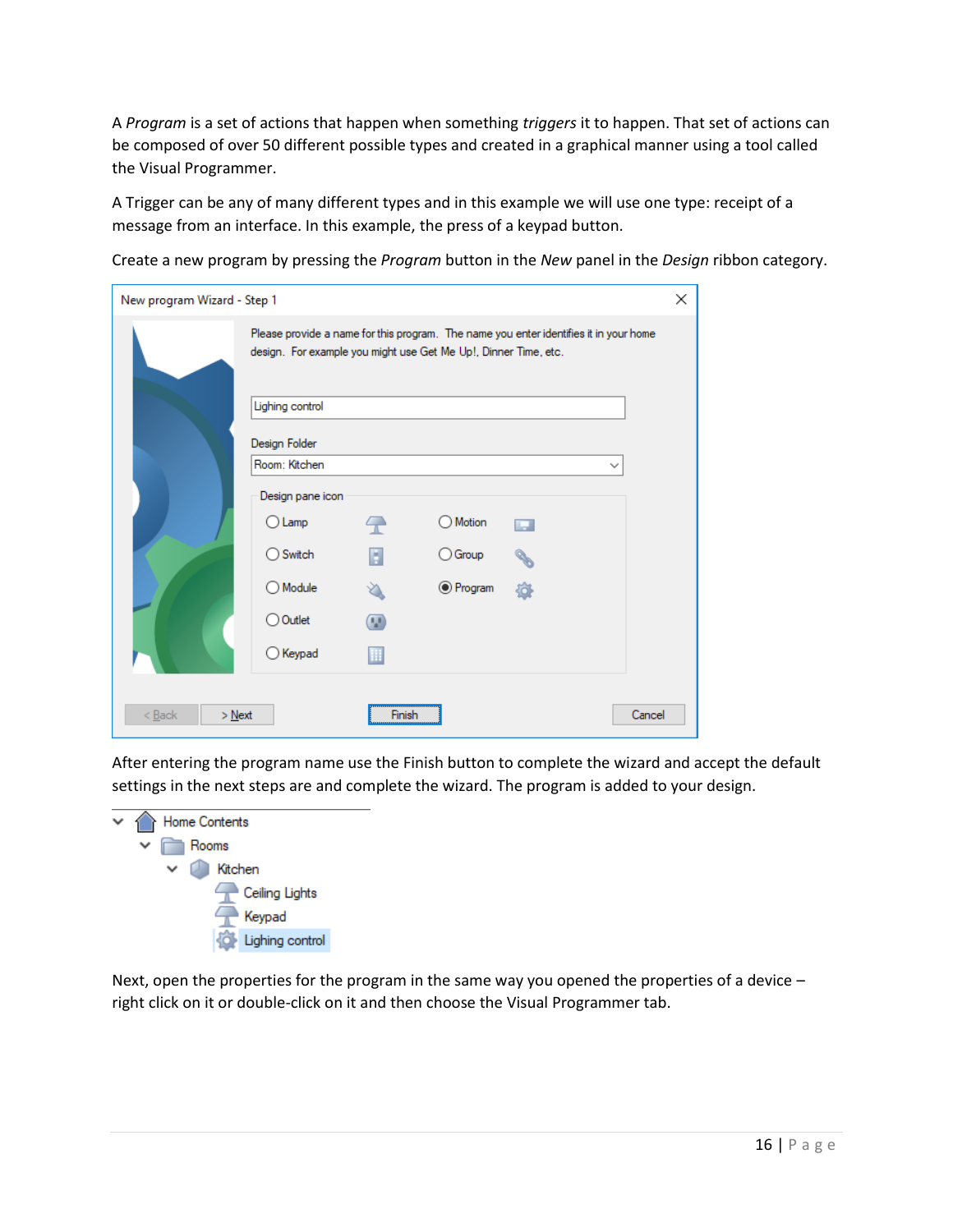A *Program* is a set of actions that happen when something *triggers* it to happen. That set of actions can be composed of over 50 different possible types and created in a graphical manner using a tool called the Visual Programmer.

A Trigger can be any of many different types and in this example we will use one type: receipt of a message from an interface. In this example, the press of a keypad button.

Create a new program by pressing the *Program* button in the *New* panel in the *Design* ribbon category.

After entering the program name use the Finish button to complete the wizard and accept the default settings in the next steps are and complete the wizard. The program is added to your design.

Next, open the properties for the program in the same way you opened the properties of a device – right click on it or double-click on it and then choose the Visual Programmer tab.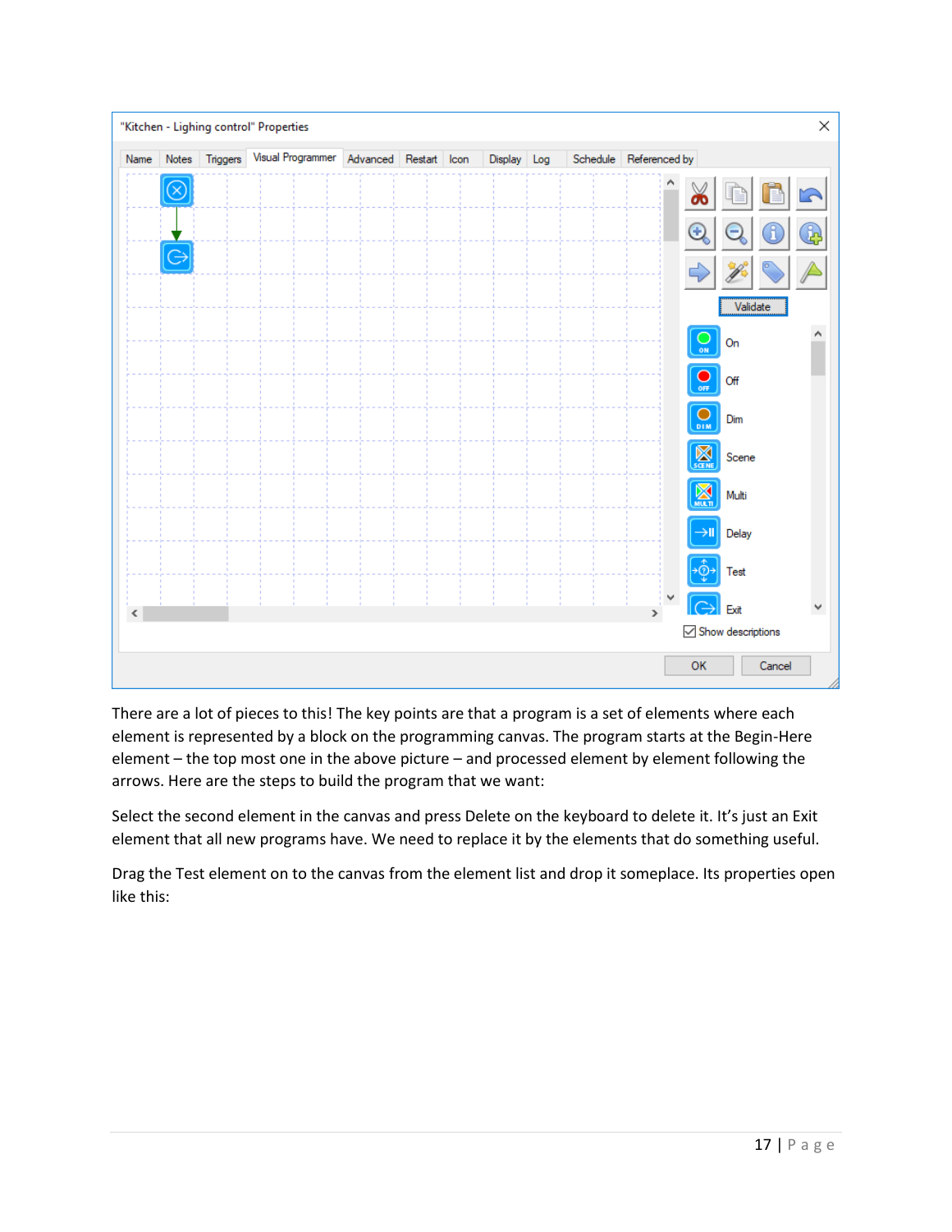There are a lot of pieces to this! The key points are that a program is a set of elements where each element is represented by a block on the programming canvas. The program starts at the Begin-Here element – the top most one in the above picture – and processed element by element following the arrows. Here are the steps to build the program that we want:

Select the second element in the canvas and press Delete on the keyboard to delete it. It's just an Exit element that all new programs have. We need to replace it by the elements that do something useful.

Drag the Test element on to the canvas from the element list and drop it someplace. Its properties open like this: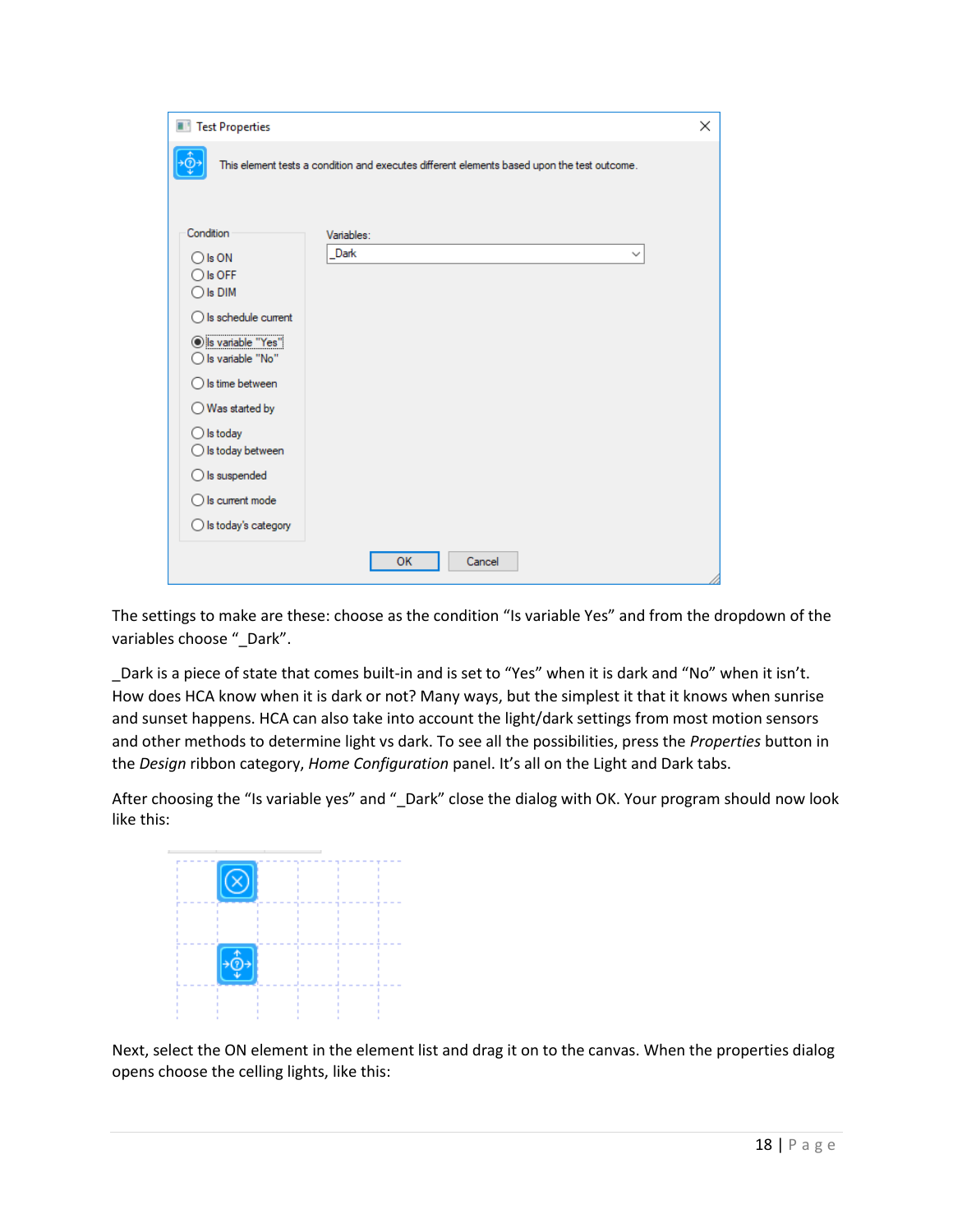The settings to make are these: choose as the condition “Is variable Yes” and from the dropdown of the variables choose “_Dark”.

_Dark is a piece of state that comes built-in and is set to “Yes” when it is dark and “No” when it isn’t. How does HCA know when it is dark or not? Many ways, but the simplest it that it knows when sunrise and sunset happens. HCA can also take into account the light/dark settings from most motion sensors and other methods to determine light vs dark. To see all the possibilities, press the *Properties* button in the *Design* ribbon category, *Home Configuration* panel. It’s all on the Light and Dark tabs.

After choosing the “Is variable yes” and “_Dark” close the dialog with OK. Your program should now look like this:

Next, select the ON element in the element list and drag it on to the canvas. When the properties dialog opens choose the celling lights, like this: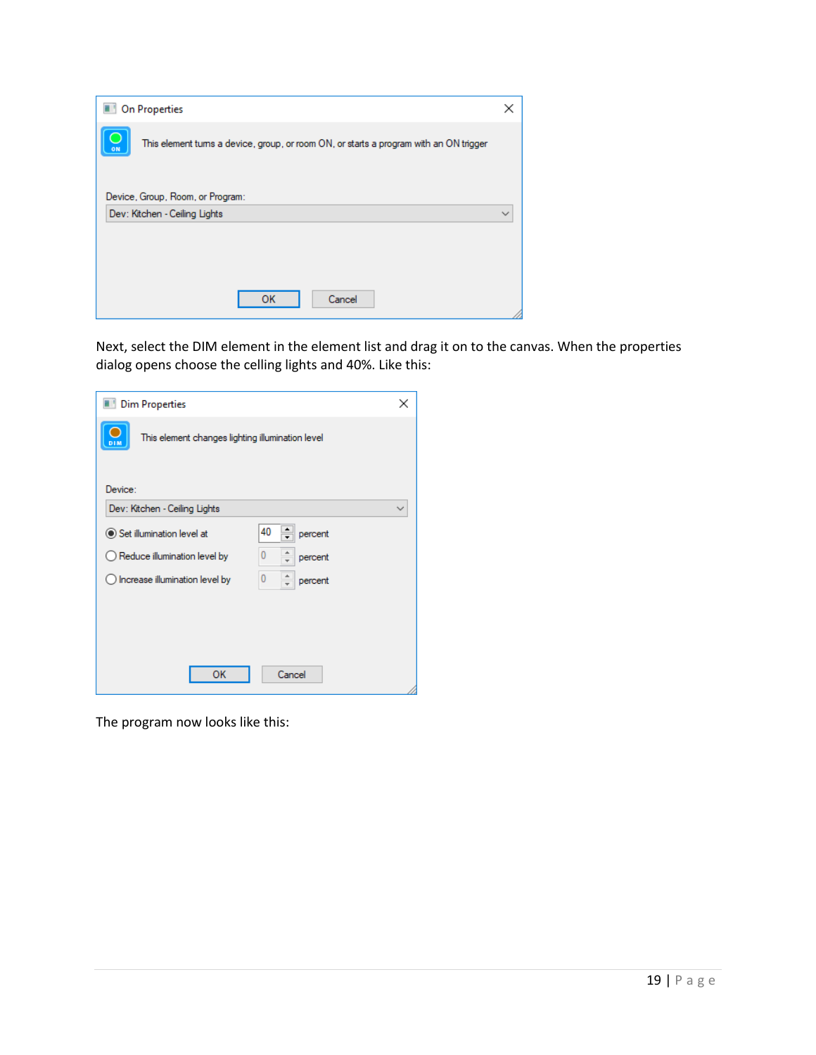On Properties

This element turns a device, group, or room ON, or starts a program with an ON trigger

Device, Group, Room, or Program:

Dev: Kitchen - Ceiling Lights

OK Cancel

Next, select the DIM element in the element list and drag it on to the canvas. When the properties dialog opens choose the celling lights and 40%. Like this:

Dim Properties

This element changes lighting illumination level

Device:

Dev: Kitchen - Ceiling Lights

- (•) Set illumination level at 40 percent
- ( ) Reduce illumination level by 0 percent
- ( ) Increase illumination level by 0 percent

OK Cancel

The program now looks like this: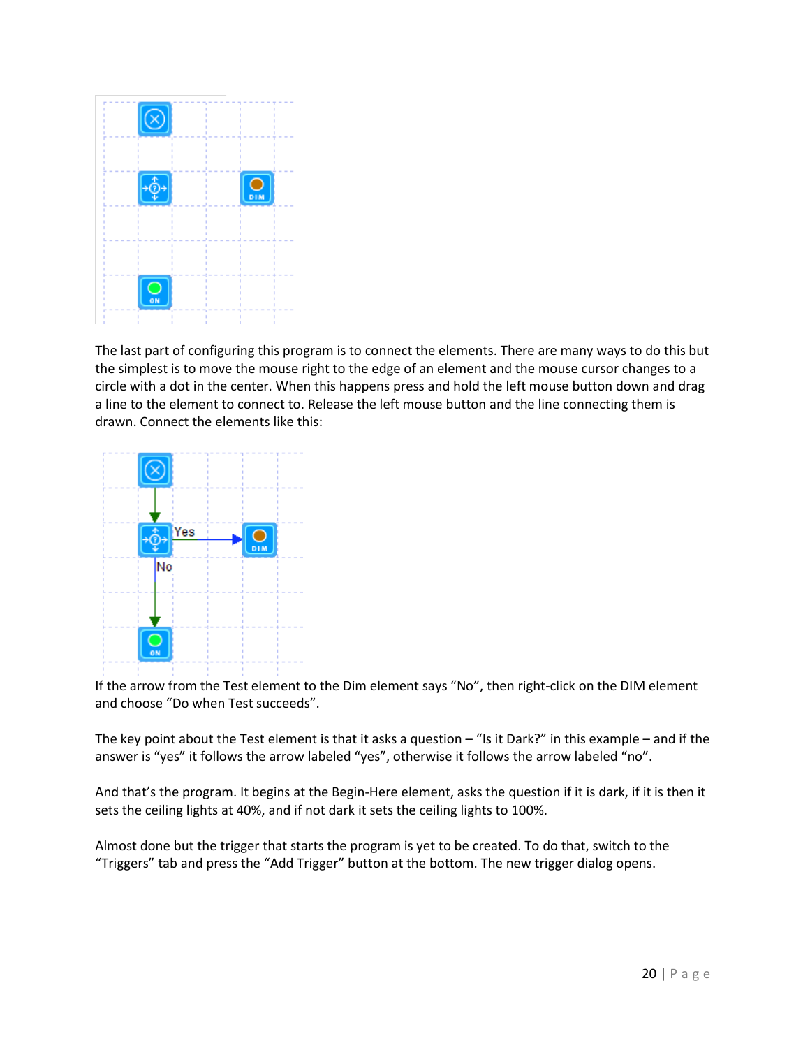The last part of configuring this program is to connect the elements. There are many ways to do this but the simplest is to move the mouse right to the edge of an element and the mouse cursor changes to a circle with a dot in the center. When this happens press and hold the left mouse button down and drag a line to the element to connect to. Release the left mouse button and the line connecting them is drawn. Connect the elements like this:

If the arrow from the Test element to the Dim element says "No", then right-click on the DIM element and choose "Do when Test succeeds".

The key point about the Test element is that it asks a question – "Is it Dark?" in this example – and if the answer is "yes" it follows the arrow labeled "yes", otherwise it follows the arrow labeled "no".

And that's the program. It begins at the Begin-Here element, asks the question if it is dark, if it is then it sets the ceiling lights at 40%, and if not dark it sets the ceiling lights to 100%.

Almost done but the trigger that starts the program is yet to be created. To do that, switch to the "Triggers" tab and press the "Add Trigger" button at the bottom. The new trigger dialog opens.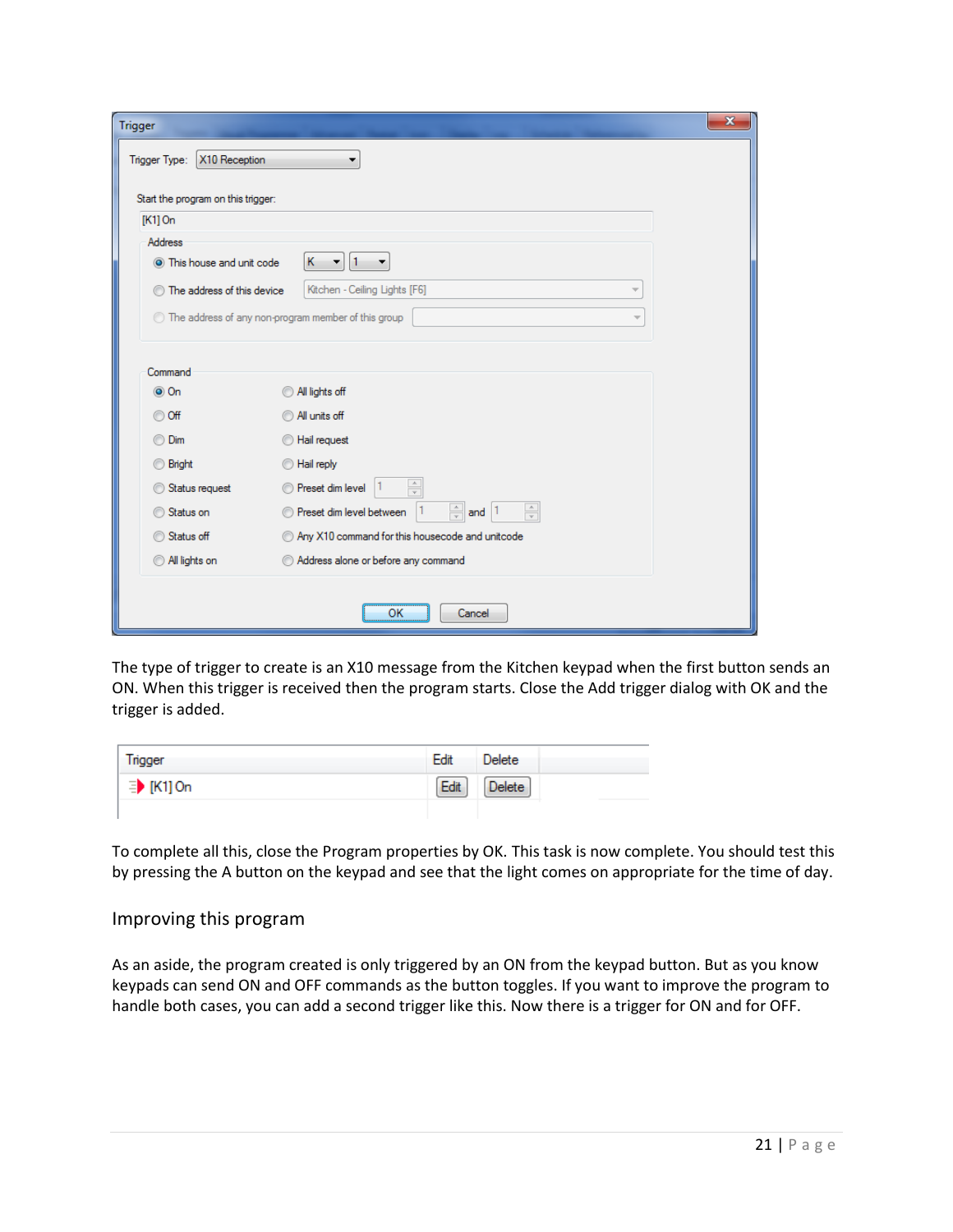The type of trigger to create is an X10 message from the Kitchen keypad when the first button sends an ON. When this trigger is received then the program starts. Close the Add trigger dialog with OK and the trigger is added.

To complete all this, close the Program properties by OK. This task is now complete. You should test this by pressing the A button on the keypad and see that the light comes on appropriate for the time of day.

## Improving this program

As an aside, the program created is only triggered by an ON from the keypad button. But as you know keypads can send ON and OFF commands as the button toggles. If you want to improve the program to handle both cases, you can add a second trigger like this. Now there is a trigger for ON and for OFF.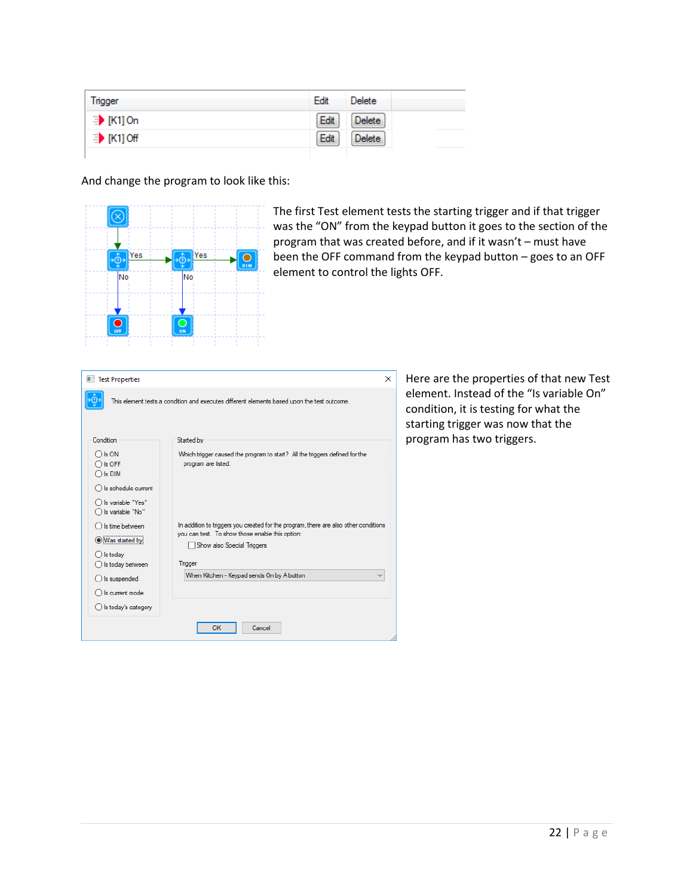| Trigger | Edit | Delete |
| --- | --- | --- |
| [K1] On | Edit | Delete |
| [K1] Off | Edit | Delete |

And change the program to look like this:

The first Test element tests the starting trigger and if that trigger was the “ON” from the keypad button it goes to the section of the program that was created before, and if it wasn’t – must have been the OFF command from the keypad button – goes to an OFF element to control the lights OFF.

Here are the properties of that new Test element. Instead of the “Is variable On” condition, it is testing for what the starting trigger was now that the program has two triggers.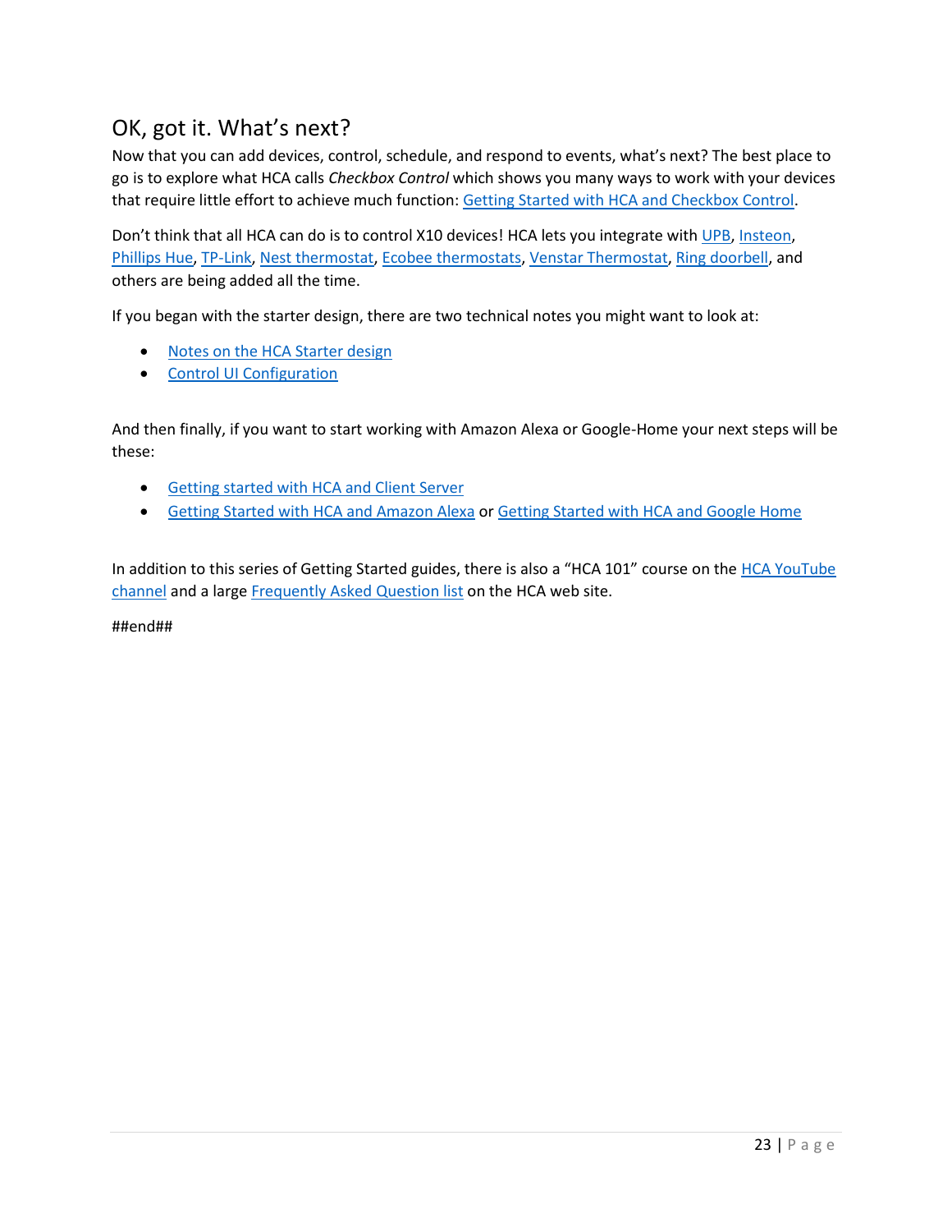## OK, got it. What's next?

Now that you can add devices, control, schedule, and respond to events, what's next? The best place to go is to explore what HCA calls *Checkbox Control* which shows you many ways to work with your devices that require little effort to achieve much function: Getting Started with HCA and Checkbox Control.

Don't think that all HCA can do is to control X10 devices! HCA lets you integrate with UPB, Insteon, Phillips Hue, TP-Link, Nest thermostat, Ecobee thermostats, Venstar Thermostat, Ring doorbell, and others are being added all the time.

If you began with the starter design, there are two technical notes you might want to look at:

- Notes on the HCA Starter design
- Control UI Configuration

And then finally, if you want to start working with Amazon Alexa or Google-Home your next steps will be these:

- Getting started with HCA and Client Server
- Getting Started with HCA and Amazon Alexa or Getting Started with HCA and Google Home

In addition to this series of Getting Started guides, there is also a "HCA 101" course on the HCA YouTube channel and a large Frequently Asked Question list on the HCA web site.

##end##